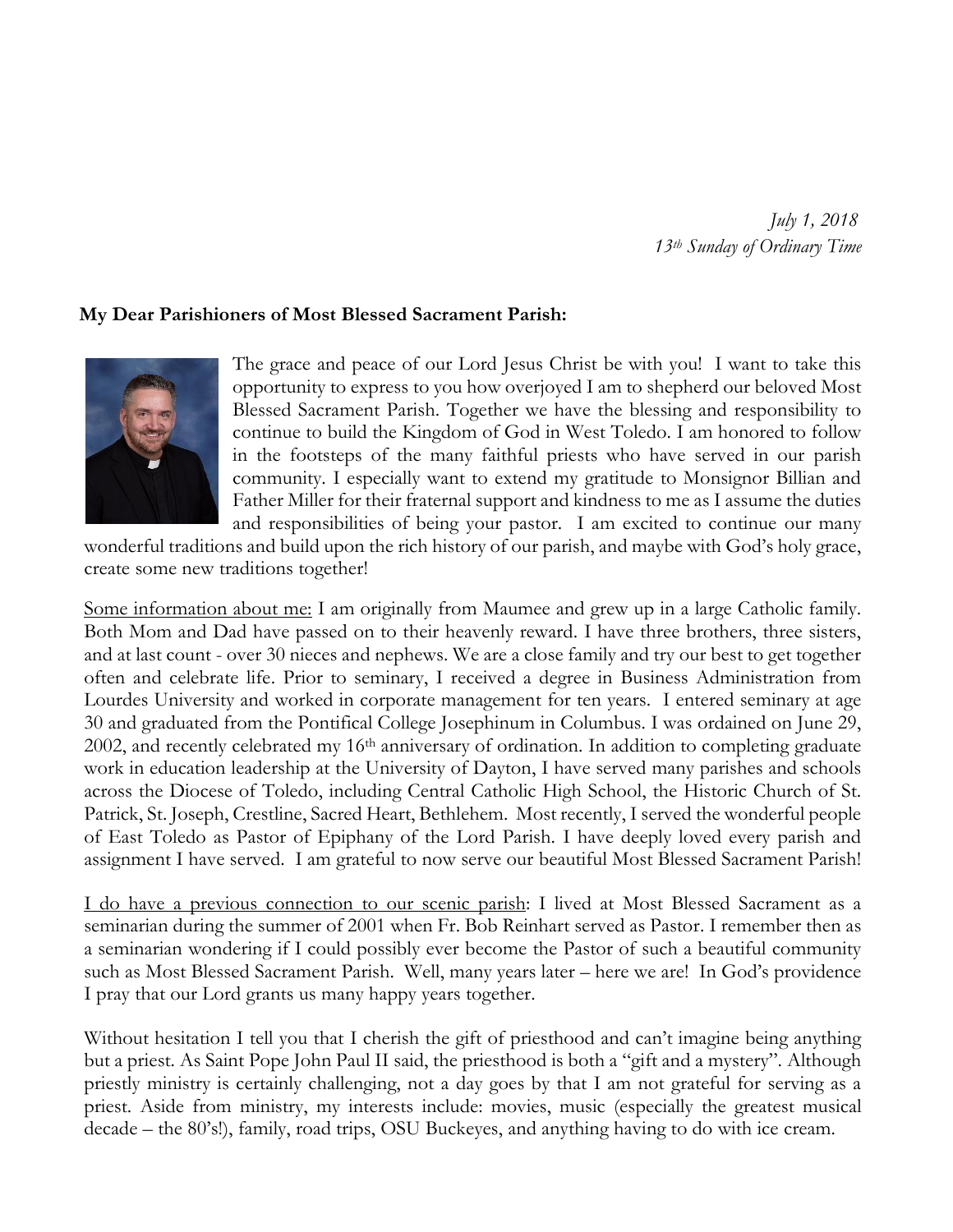*July 1, 2018*
*13th Sunday of Ordinary Time*

**My Dear Parishioners of Most Blessed Sacrament Parish:**

The grace and peace of our Lord Jesus Christ be with you! I want to take this opportunity to express to you how overjoyed I am to shepherd our beloved Most Blessed Sacrament Parish. Together we have the blessing and responsibility to continue to build the Kingdom of God in West Toledo. I am honored to follow in the footsteps of the many faithful priests who have served in our parish community. I especially want to extend my gratitude to Monsignor Billian and Father Miller for their fraternal support and kindness to me as I assume the duties and responsibilities of being your pastor. I am excited to continue our many wonderful traditions and build upon the rich history of our parish, and maybe with God's holy grace, create some new traditions together!

<u>Some information about me:</u> I am originally from Maumee and grew up in a large Catholic family. Both Mom and Dad have passed on to their heavenly reward. I have three brothers, three sisters, and at last count - over 30 nieces and nephews. We are a close family and try our best to get together often and celebrate life. Prior to seminary, I received a degree in Business Administration from Lourdes University and worked in corporate management for ten years. I entered seminary at age 30 and graduated from the Pontifical College Josephinum in Columbus. I was ordained on June 29, 2002, and recently celebrated my 16th anniversary of ordination. In addition to completing graduate work in education leadership at the University of Dayton, I have served many parishes and schools across the Diocese of Toledo, including Central Catholic High School, the Historic Church of St. Patrick, St. Joseph, Crestline, Sacred Heart, Bethlehem. Most recently, I served the wonderful people of East Toledo as Pastor of Epiphany of the Lord Parish. I have deeply loved every parish and assignment I have served. I am grateful to now serve our beautiful Most Blessed Sacrament Parish!

<u>I do have a previous connection to our scenic parish</u>: I lived at Most Blessed Sacrament as a seminarian during the summer of 2001 when Fr. Bob Reinhart served as Pastor. I remember then as a seminarian wondering if I could possibly ever become the Pastor of such a beautiful community such as Most Blessed Sacrament Parish. Well, many years later – here we are! In God's providence I pray that our Lord grants us many happy years together.

Without hesitation I tell you that I cherish the gift of priesthood and can't imagine being anything but a priest. As Saint Pope John Paul II said, the priesthood is both a "gift and a mystery". Although priestly ministry is certainly challenging, not a day goes by that I am not grateful for serving as a priest. Aside from ministry, my interests include: movies, music (especially the greatest musical decade – the 80's!), family, road trips, OSU Buckeyes, and anything having to do with ice cream.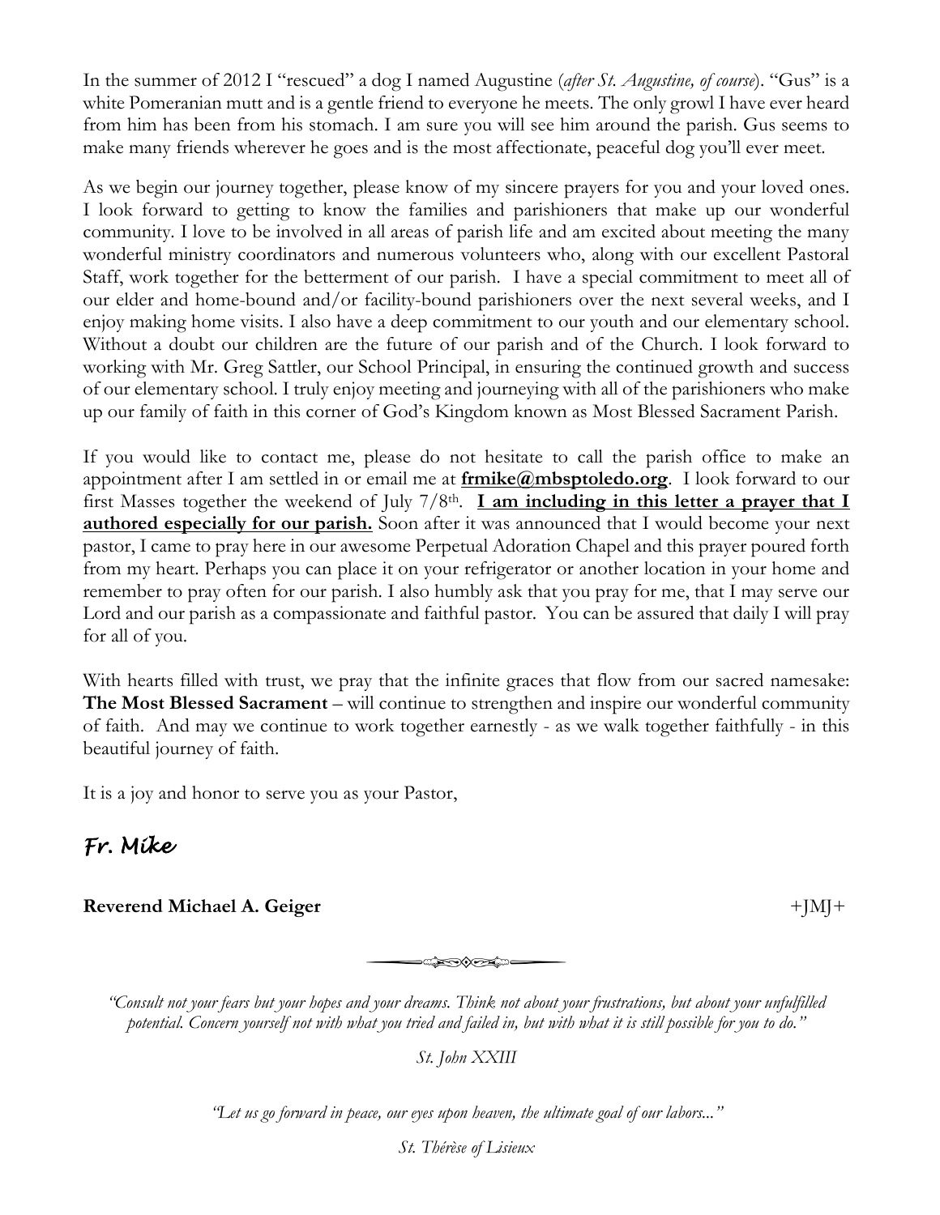In the summer of 2012 I "rescued" a dog I named Augustine (*after St. Augustine, of course*). "Gus" is a white Pomeranian mutt and is a gentle friend to everyone he meets. The only growl I have ever heard from him has been from his stomach. I am sure you will see him around the parish. Gus seems to make many friends wherever he goes and is the most affectionate, peaceful dog you'll ever meet.

As we begin our journey together, please know of my sincere prayers for you and your loved ones. I look forward to getting to know the families and parishioners that make up our wonderful community. I love to be involved in all areas of parish life and am excited about meeting the many wonderful ministry coordinators and numerous volunteers who, along with our excellent Pastoral Staff, work together for the betterment of our parish. I have a special commitment to meet all of our elder and home-bound and/or facility-bound parishioners over the next several weeks, and I enjoy making home visits. I also have a deep commitment to our youth and our elementary school. Without a doubt our children are the future of our parish and of the Church. I look forward to working with Mr. Greg Sattler, our School Principal, in ensuring the continued growth and success of our elementary school. I truly enjoy meeting and journeying with all of the parishioners who make up our family of faith in this corner of God's Kingdom known as Most Blessed Sacrament Parish.

If you would like to contact me, please do not hesitate to call the parish office to make an appointment after I am settled in or email me at **frmike@mbsptoledo.org**. I look forward to our first Masses together the weekend of July 7/8th. **I am including in this letter a prayer that I authored especially for our parish.** Soon after it was announced that I would become your next pastor, I came to pray here in our awesome Perpetual Adoration Chapel and this prayer poured forth from my heart. Perhaps you can place it on your refrigerator or another location in your home and remember to pray often for our parish. I also humbly ask that you pray for me, that I may serve our Lord and our parish as a compassionate and faithful pastor. You can be assured that daily I will pray for all of you.

With hearts filled with trust, we pray that the infinite graces that flow from our sacred namesake: **The Most Blessed Sacrament** – will continue to strengthen and inspire our wonderful community of faith. And may we continue to work together earnestly - as we walk together faithfully - in this beautiful journey of faith.

It is a joy and honor to serve you as your Pastor,

*Fr. Mike*

**Reverend Michael A. Geiger** +JMJ+

*"Consult not your fears but your hopes and your dreams. Think not about your frustrations, but about your unfulfilled potential. Concern yourself not with what you tried and failed in, but with what it is still possible for you to do."*

*St. John XXIII*

*"Let us go forward in peace, our eyes upon heaven, the ultimate goal of our labors..."*

*St. Thérèse of Lisieux*